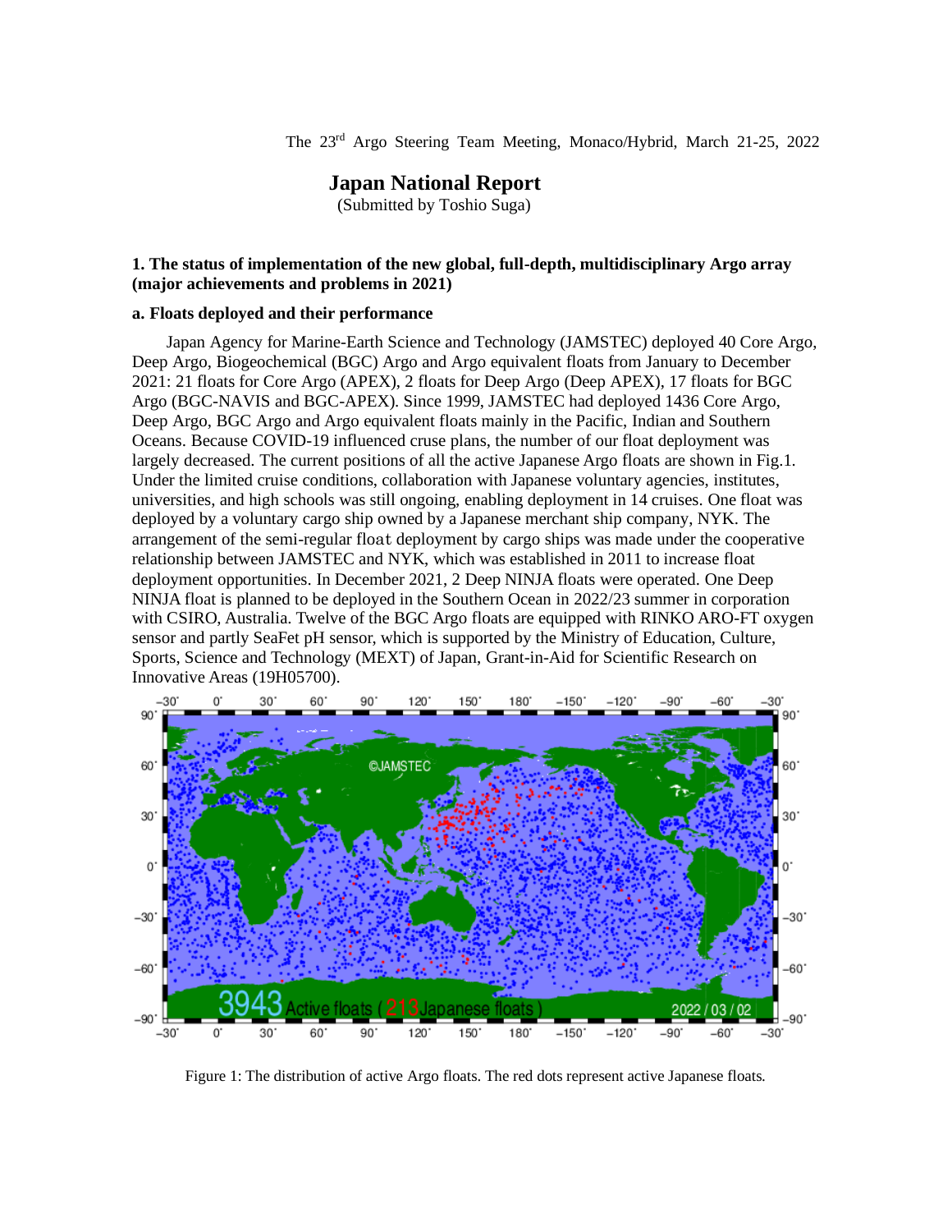The 23rd Argo Steering Team Meeting, Monaco/Hybrid, March 21-25, 2022

# Japan National Report

(Submitted by Toshio Suga)

## 1. The status of implementation of the new global, full-depth, multidisciplinary Argo array (major achievements and problems in 2021)

### a. Floats deployed and their performance

Japan Agency for Marine-Earth Science and Technology (JAMSTEC) deployed 40 Core Argo, Deep Argo, Biogeochemical (BGC) Argo and Argo equivalent floats from January to December 2021: 21 floats for Core Argo (APEX), 2 floats for Deep Argo (Deep APEX), 17 floats for BGC Argo (BGC-NAVIS and BGC-APEX). Since 1999, JAMSTEC had deployed 1436 Core Argo, Deep Argo, BGC Argo and Argo equivalent floats mainly in the Pacific, Indian and Southern Oceans. Because COVID-19 influenced cruse plans, the number of our float deployment was largely decreased. The current positions of all the active Japanese Argo floats are shown in Fig.1. Under the limited cruise conditions, collaboration with Japanese voluntary agencies, institutes, universities, and high schools was still ongoing, enabling deployment in 14 cruises. One float was deployed by a voluntary cargo ship owned by a Japanese merchant ship company, NYK. The arrangement of the semi-regular float deployment by cargo ships was made under the cooperative relationship between JAMSTEC and NYK, which was established in 2011 to increase float deployment opportunities. In December 2021, 2 Deep NINJA floats were operated. One Deep NINJA float is planned to be deployed in the Southern Ocean in 2022/23 summer in corporation with CSIRO, Australia. Twelve of the BGC Argo floats are equipped with RINKO ARO-FT oxygen sensor and partly SeaFet pH sensor, which is supported by the Ministry of Education, Culture, Sports, Science and Technology (MEXT) of Japan, Grant-in-Aid for Scientific Research on Innovative Areas (19H05700).

Figure 1: The distribution of active Argo floats. The red dots represent active Japanese floats.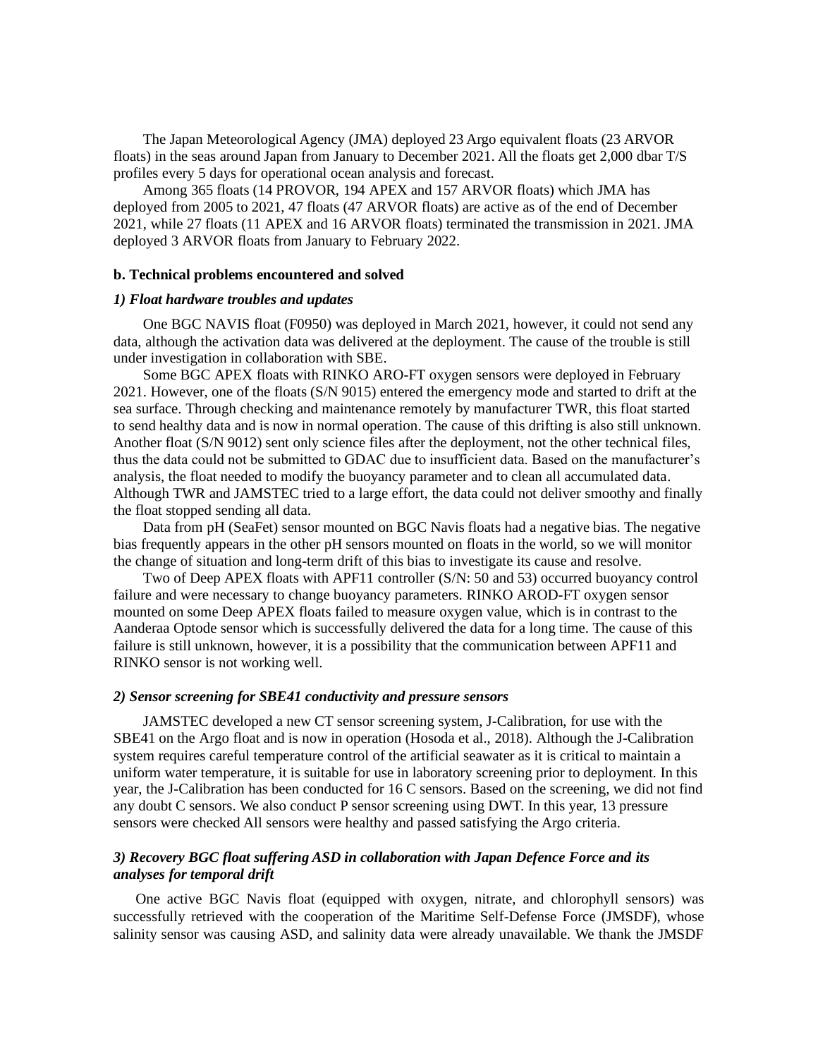The Japan Meteorological Agency (JMA) deployed 23 Argo equivalent floats (23 ARVOR floats) in the seas around Japan from January to December 2021. All the floats get 2,000 dbar T/S profiles every 5 days for operational ocean analysis and forecast.

Among 365 floats (14 PROVOR, 194 APEX and 157 ARVOR floats) which JMA has deployed from 2005 to 2021, 47 floats (47 ARVOR floats) are active as of the end of December 2021, while 27 floats (11 APEX and 16 ARVOR floats) terminated the transmission in 2021. JMA deployed 3 ARVOR floats from January to February 2022.

### b. Technical problems encountered and solved

#### *1) Float hardware troubles and updates*

One BGC NAVIS float (F0950) was deployed in March 2021, however, it could not send any data, although the activation data was delivered at the deployment. The cause of the trouble is still under investigation in collaboration with SBE.

Some BGC APEX floats with RINKO ARO-FT oxygen sensors were deployed in February 2021. However, one of the floats (S/N 9015) entered the emergency mode and started to drift at the sea surface. Through checking and maintenance remotely by manufacturer TWR, this float started to send healthy data and is now in normal operation. The cause of this drifting is also still unknown. Another float (S/N 9012) sent only science files after the deployment, not the other technical files, thus the data could not be submitted to GDAC due to insufficient data. Based on the manufacturer's analysis, the float needed to modify the buoyancy parameter and to clean all accumulated data. Although TWR and JAMSTEC tried to a large effort, the data could not deliver smoothy and finally the float stopped sending all data.

Data from pH (SeaFet) sensor mounted on BGC Navis floats had a negative bias. The negative bias frequently appears in the other pH sensors mounted on floats in the world, so we will monitor the change of situation and long-term drift of this bias to investigate its cause and resolve.

Two of Deep APEX floats with APF11 controller (S/N: 50 and 53) occurred buoyancy control failure and were necessary to change buoyancy parameters. RINKO AROD-FT oxygen sensor mounted on some Deep APEX floats failed to measure oxygen value, which is in contrast to the Aanderaa Optode sensor which is successfully delivered the data for a long time. The cause of this failure is still unknown, however, it is a possibility that the communication between APF11 and RINKO sensor is not working well.

#### *2) Sensor screening for SBE41 conductivity and pressure sensors*

JAMSTEC developed a new CT sensor screening system, J-Calibration, for use with the SBE41 on the Argo float and is now in operation (Hosoda et al., 2018). Although the J-Calibration system requires careful temperature control of the artificial seawater as it is critical to maintain a uniform water temperature, it is suitable for use in laboratory screening prior to deployment. In this year, the J-Calibration has been conducted for 16 C sensors. Based on the screening, we did not find any doubt C sensors. We also conduct P sensor screening using DWT. In this year, 13 pressure sensors were checked All sensors were healthy and passed satisfying the Argo criteria.

#### *3) Recovery BGC float suffering ASD in collaboration with Japan Defence Force and its analyses for temporal drift*

One active BGC Navis float (equipped with oxygen, nitrate, and chlorophyll sensors) was successfully retrieved with the cooperation of the Maritime Self-Defense Force (JMSDF), whose salinity sensor was causing ASD, and salinity data were already unavailable. We thank the JMSDF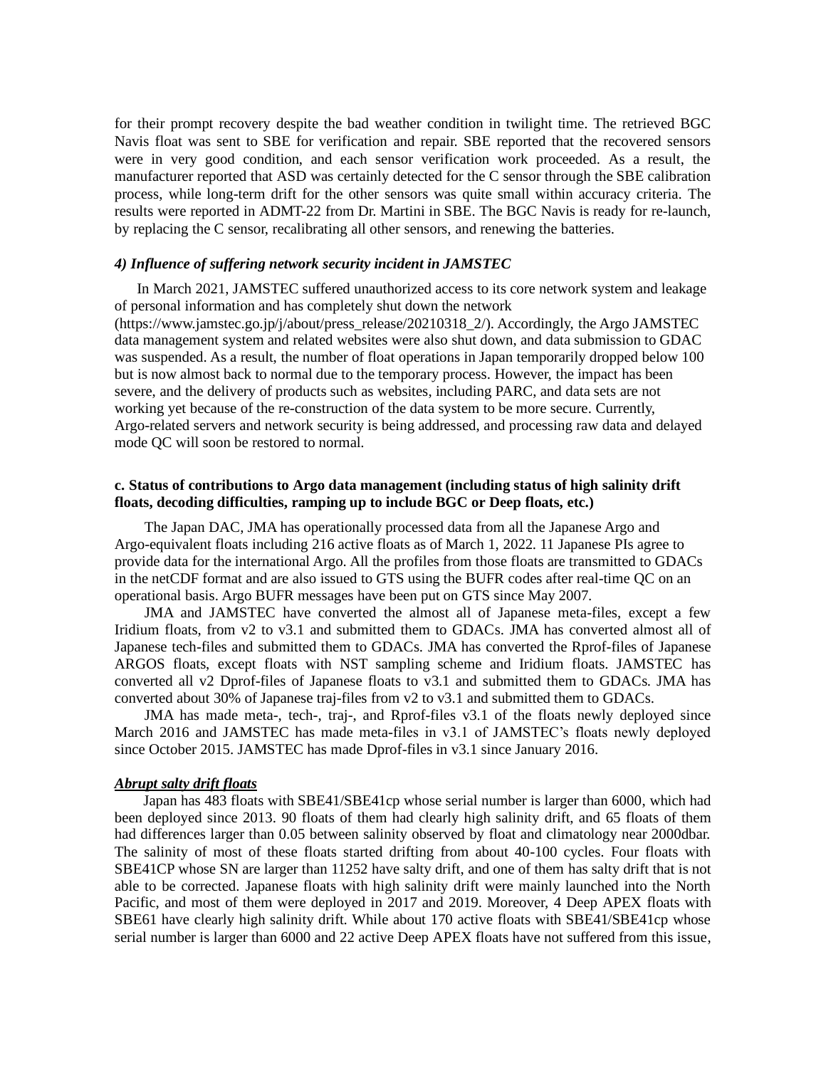for their prompt recovery despite the bad weather condition in twilight time. The retrieved BGC Navis float was sent to SBE for verification and repair. SBE reported that the recovered sensors were in very good condition, and each sensor verification work proceeded. As a result, the manufacturer reported that ASD was certainly detected for the C sensor through the SBE calibration process, while long-term drift for the other sensors was quite small within accuracy criteria. The results were reported in ADMT-22 from Dr. Martini in SBE. The BGC Navis is ready for re-launch, by replacing the C sensor, recalibrating all other sensors, and renewing the batteries.

#### *4) Influence of suffering network security incident in JAMSTEC*

In March 2021, JAMSTEC suffered unauthorized access to its core network system and leakage of personal information and has completely shut down the network (https://www.jamstec.go.jp/j/about/press_release/20210318_2/). Accordingly, the Argo JAMSTEC data management system and related websites were also shut down, and data submission to GDAC was suspended. As a result, the number of float operations in Japan temporarily dropped below 100 but is now almost back to normal due to the temporary process. However, the impact has been severe, and the delivery of products such as websites, including PARC, and data sets are not working yet because of the re-construction of the data system to be more secure. Currently, Argo-related servers and network security is being addressed, and processing raw data and delayed mode QC will soon be restored to normal.

### c. Status of contributions to Argo data management (including status of high salinity drift floats, decoding difficulties, ramping up to include BGC or Deep floats, etc.)

The Japan DAC, JMA has operationally processed data from all the Japanese Argo and Argo-equivalent floats including 216 active floats as of March 1, 2022. 11 Japanese PIs agree to provide data for the international Argo. All the profiles from those floats are transmitted to GDACs in the netCDF format and are also issued to GTS using the BUFR codes after real-time QC on an operational basis. Argo BUFR messages have been put on GTS since May 2007.

JMA and JAMSTEC have converted the almost all of Japanese meta-files, except a few Iridium floats, from v2 to v3.1 and submitted them to GDACs. JMA has converted almost all of Japanese tech-files and submitted them to GDACs. JMA has converted the Rprof-files of Japanese ARGOS floats, except floats with NST sampling scheme and Iridium floats. JAMSTEC has converted all v2 Dprof-files of Japanese floats to v3.1 and submitted them to GDACs. JMA has converted about 30% of Japanese traj-files from v2 to v3.1 and submitted them to GDACs.

JMA has made meta-, tech-, traj-, and Rprof-files v3.1 of the floats newly deployed since March 2016 and JAMSTEC has made meta-files in v3.1 of JAMSTEC's floats newly deployed since October 2015. JAMSTEC has made Dprof-files in v3.1 since January 2016.

#### ***Abrupt salty drift floats***

Japan has 483 floats with SBE41/SBE41cp whose serial number is larger than 6000, which had been deployed since 2013. 90 floats of them had clearly high salinity drift, and 65 floats of them had differences larger than 0.05 between salinity observed by float and climatology near 2000dbar. The salinity of most of these floats started drifting from about 40-100 cycles. Four floats with SBE41CP whose SN are larger than 11252 have salty drift, and one of them has salty drift that is not able to be corrected. Japanese floats with high salinity drift were mainly launched into the North Pacific, and most of them were deployed in 2017 and 2019. Moreover, 4 Deep APEX floats with SBE61 have clearly high salinity drift. While about 170 active floats with SBE41/SBE41cp whose serial number is larger than 6000 and 22 active Deep APEX floats have not suffered from this issue,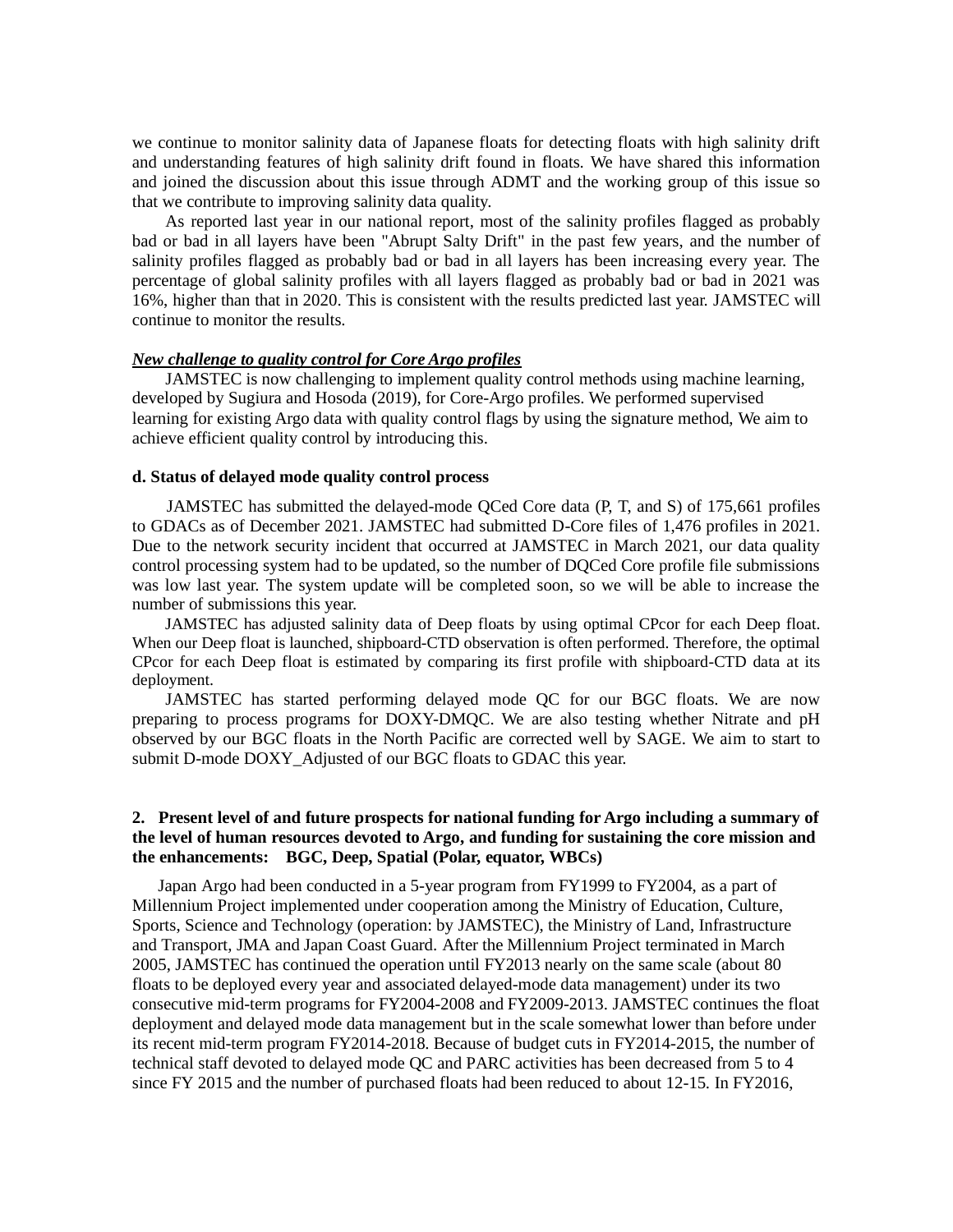we continue to monitor salinity data of Japanese floats for detecting floats with high salinity drift and understanding features of high salinity drift found in floats. We have shared this information and joined the discussion about this issue through ADMT and the working group of this issue so that we contribute to improving salinity data quality.

As reported last year in our national report, most of the salinity profiles flagged as probably bad or bad in all layers have been "Abrupt Salty Drift" in the past few years, and the number of salinity profiles flagged as probably bad or bad in all layers has been increasing every year. The percentage of global salinity profiles with all layers flagged as probably bad or bad in 2021 was 16%, higher than that in 2020. This is consistent with the results predicted last year. JAMSTEC will continue to monitor the results.

***New challenge to quality control for Core Argo profiles***

JAMSTEC is now challenging to implement quality control methods using machine learning, developed by Sugiura and Hosoda (2019), for Core-Argo profiles. We performed supervised learning for existing Argo data with quality control flags by using the signature method, We aim to achieve efficient quality control by introducing this.

**d. Status of delayed mode quality control process**

JAMSTEC has submitted the delayed-mode QCed Core data (P, T, and S) of 175,661 profiles to GDACs as of December 2021. JAMSTEC had submitted D-Core files of 1,476 profiles in 2021. Due to the network security incident that occurred at JAMSTEC in March 2021, our data quality control processing system had to be updated, so the number of DQCed Core profile file submissions was low last year. The system update will be completed soon, so we will be able to increase the number of submissions this year.

JAMSTEC has adjusted salinity data of Deep floats by using optimal CPcor for each Deep float. When our Deep float is launched, shipboard-CTD observation is often performed. Therefore, the optimal CPcor for each Deep float is estimated by comparing its first profile with shipboard-CTD data at its deployment.

JAMSTEC has started performing delayed mode QC for our BGC floats. We are now preparing to process programs for DOXY-DMQC. We are also testing whether Nitrate and pH observed by our BGC floats in the North Pacific are corrected well by SAGE. We aim to start to submit D-mode DOXY_Adjusted of our BGC floats to GDAC this year.

**2. Present level of and future prospects for national funding for Argo including a summary of the level of human resources devoted to Argo, and funding for sustaining the core mission and the enhancements: BGC, Deep, Spatial (Polar, equator, WBCs)**

Japan Argo had been conducted in a 5-year program from FY1999 to FY2004, as a part of Millennium Project implemented under cooperation among the Ministry of Education, Culture, Sports, Science and Technology (operation: by JAMSTEC), the Ministry of Land, Infrastructure and Transport, JMA and Japan Coast Guard. After the Millennium Project terminated in March 2005, JAMSTEC has continued the operation until FY2013 nearly on the same scale (about 80 floats to be deployed every year and associated delayed-mode data management) under its two consecutive mid-term programs for FY2004-2008 and FY2009-2013. JAMSTEC continues the float deployment and delayed mode data management but in the scale somewhat lower than before under its recent mid-term program FY2014-2018. Because of budget cuts in FY2014-2015, the number of technical staff devoted to delayed mode QC and PARC activities has been decreased from 5 to 4 since FY 2015 and the number of purchased floats had been reduced to about 12-15. In FY2016,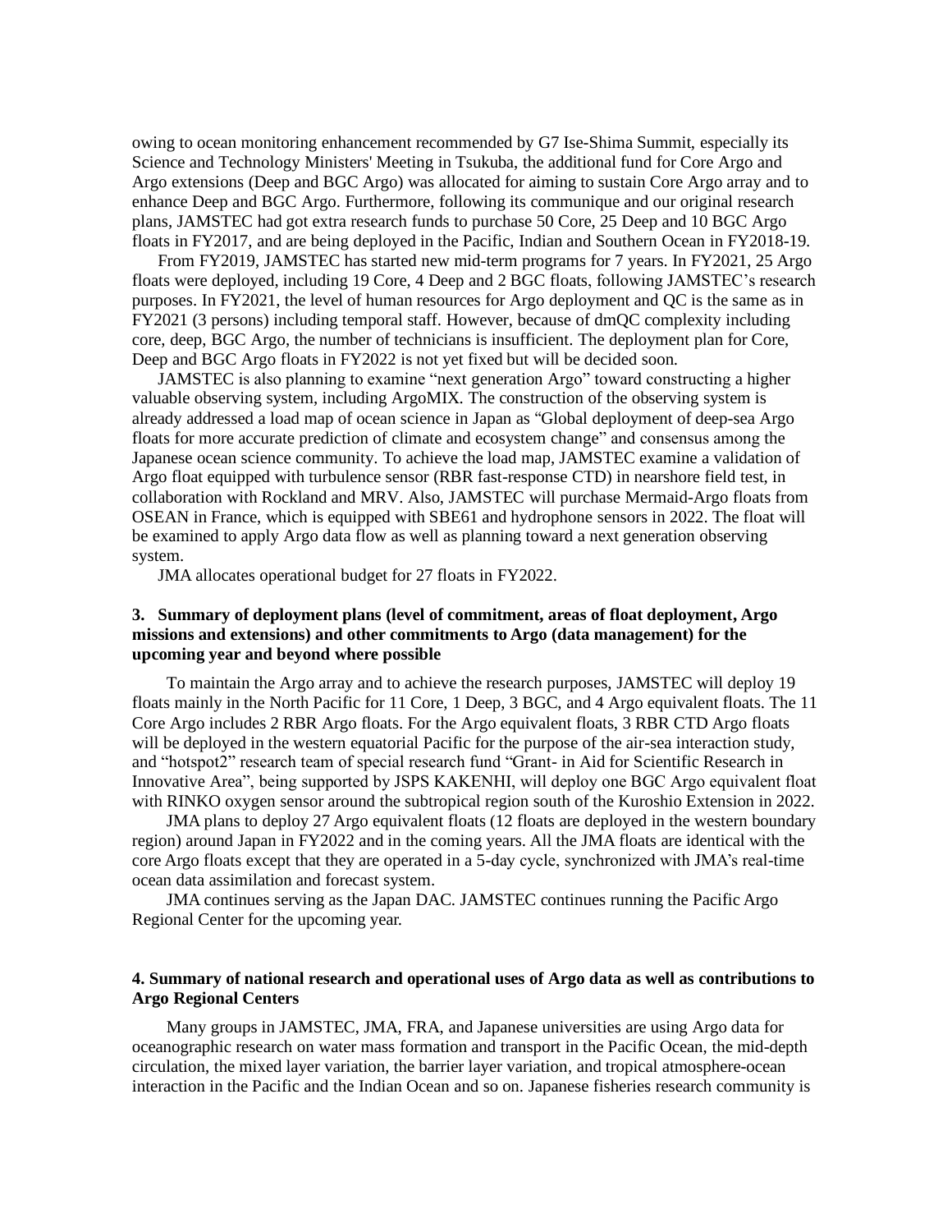owing to ocean monitoring enhancement recommended by G7 Ise-Shima Summit, especially its Science and Technology Ministers' Meeting in Tsukuba, the additional fund for Core Argo and Argo extensions (Deep and BGC Argo) was allocated for aiming to sustain Core Argo array and to enhance Deep and BGC Argo. Furthermore, following its communique and our original research plans, JAMSTEC had got extra research funds to purchase 50 Core, 25 Deep and 10 BGC Argo floats in FY2017, and are being deployed in the Pacific, Indian and Southern Ocean in FY2018-19.

From FY2019, JAMSTEC has started new mid-term programs for 7 years. In FY2021, 25 Argo floats were deployed, including 19 Core, 4 Deep and 2 BGC floats, following JAMSTEC's research purposes. In FY2021, the level of human resources for Argo deployment and QC is the same as in FY2021 (3 persons) including temporal staff. However, because of dmQC complexity including core, deep, BGC Argo, the number of technicians is insufficient. The deployment plan for Core, Deep and BGC Argo floats in FY2022 is not yet fixed but will be decided soon.

JAMSTEC is also planning to examine "next generation Argo" toward constructing a higher valuable observing system, including ArgoMIX. The construction of the observing system is already addressed a load map of ocean science in Japan as "Global deployment of deep-sea Argo floats for more accurate prediction of climate and ecosystem change" and consensus among the Japanese ocean science community. To achieve the load map, JAMSTEC examine a validation of Argo float equipped with turbulence sensor (RBR fast-response CTD) in nearshore field test, in collaboration with Rockland and MRV. Also, JAMSTEC will purchase Mermaid-Argo floats from OSEAN in France, which is equipped with SBE61 and hydrophone sensors in 2022. The float will be examined to apply Argo data flow as well as planning toward a next generation observing system.

JMA allocates operational budget for 27 floats in FY2022.

### 3. Summary of deployment plans (level of commitment, areas of float deployment, Argo missions and extensions) and other commitments to Argo (data management) for the upcoming year and beyond where possible

To maintain the Argo array and to achieve the research purposes, JAMSTEC will deploy 19 floats mainly in the North Pacific for 11 Core, 1 Deep, 3 BGC, and 4 Argo equivalent floats. The 11 Core Argo includes 2 RBR Argo floats. For the Argo equivalent floats, 3 RBR CTD Argo floats will be deployed in the western equatorial Pacific for the purpose of the air-sea interaction study, and "hotspot2" research team of special research fund "Grant- in Aid for Scientific Research in Innovative Area", being supported by JSPS KAKENHI, will deploy one BGC Argo equivalent float with RINKO oxygen sensor around the subtropical region south of the Kuroshio Extension in 2022.

JMA plans to deploy 27 Argo equivalent floats (12 floats are deployed in the western boundary region) around Japan in FY2022 and in the coming years. All the JMA floats are identical with the core Argo floats except that they are operated in a 5-day cycle, synchronized with JMA's real-time ocean data assimilation and forecast system.

JMA continues serving as the Japan DAC. JAMSTEC continues running the Pacific Argo Regional Center for the upcoming year.

### 4. Summary of national research and operational uses of Argo data as well as contributions to Argo Regional Centers

Many groups in JAMSTEC, JMA, FRA, and Japanese universities are using Argo data for oceanographic research on water mass formation and transport in the Pacific Ocean, the mid-depth circulation, the mixed layer variation, the barrier layer variation, and tropical atmosphere-ocean interaction in the Pacific and the Indian Ocean and so on. Japanese fisheries research community is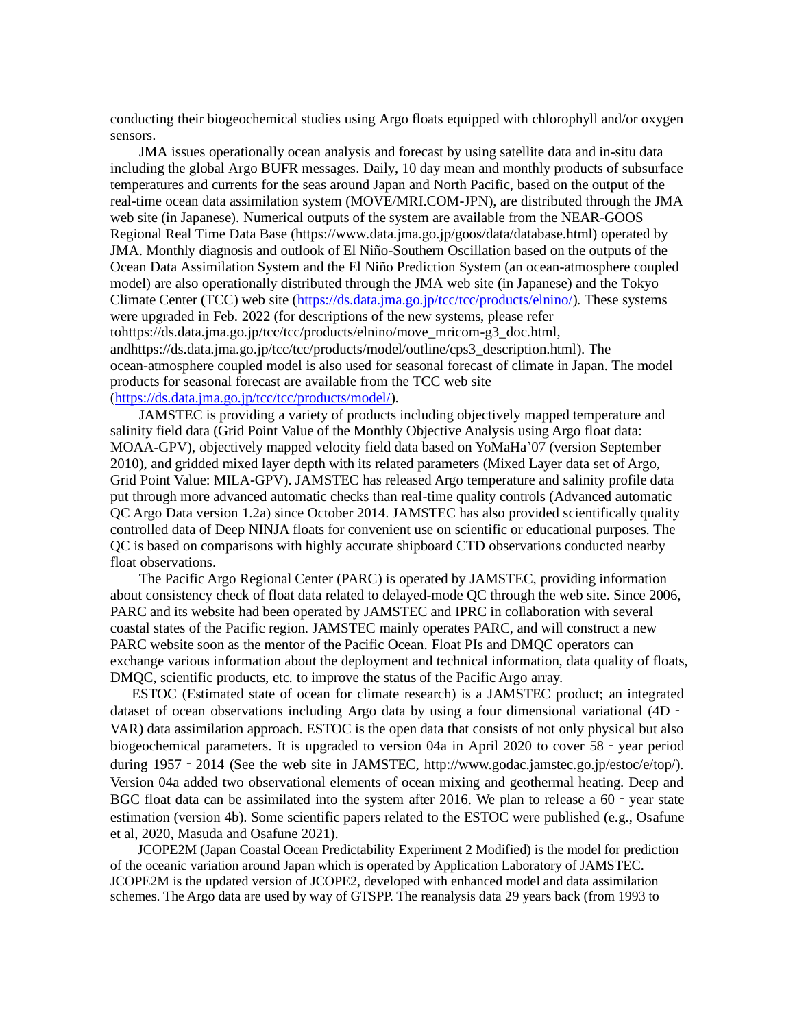conducting their biogeochemical studies using Argo floats equipped with chlorophyll and/or oxygen sensors.

JMA issues operationally ocean analysis and forecast by using satellite data and in-situ data including the global Argo BUFR messages. Daily, 10 day mean and monthly products of subsurface temperatures and currents for the seas around Japan and North Pacific, based on the output of the real-time ocean data assimilation system (MOVE/MRI.COM-JPN), are distributed through the JMA web site (in Japanese). Numerical outputs of the system are available from the NEAR-GOOS Regional Real Time Data Base (https://www.data.jma.go.jp/goos/data/database.html) operated by JMA. Monthly diagnosis and outlook of El Niño-Southern Oscillation based on the outputs of the Ocean Data Assimilation System and the El Niño Prediction System (an ocean-atmosphere coupled model) are also operationally distributed through the JMA web site (in Japanese) and the Tokyo Climate Center (TCC) web site (https://ds.data.jma.go.jp/tcc/tcc/products/elnino/). These systems were upgraded in Feb. 2022 (for descriptions of the new systems, please refer tohttps://ds.data.jma.go.jp/tcc/tcc/products/elnino/move_mricom-g3_doc.html, andhttps://ds.data.jma.go.jp/tcc/tcc/products/model/outline/cps3_description.html). The ocean-atmosphere coupled model is also used for seasonal forecast of climate in Japan. The model products for seasonal forecast are available from the TCC web site (https://ds.data.jma.go.jp/tcc/tcc/products/model/).

JAMSTEC is providing a variety of products including objectively mapped temperature and salinity field data (Grid Point Value of the Monthly Objective Analysis using Argo float data: MOAA-GPV), objectively mapped velocity field data based on YoMaHa'07 (version September 2010), and gridded mixed layer depth with its related parameters (Mixed Layer data set of Argo, Grid Point Value: MILA-GPV). JAMSTEC has released Argo temperature and salinity profile data put through more advanced automatic checks than real-time quality controls (Advanced automatic QC Argo Data version 1.2a) since October 2014. JAMSTEC has also provided scientifically quality controlled data of Deep NINJA floats for convenient use on scientific or educational purposes. The QC is based on comparisons with highly accurate shipboard CTD observations conducted nearby float observations.

The Pacific Argo Regional Center (PARC) is operated by JAMSTEC, providing information about consistency check of float data related to delayed-mode QC through the web site. Since 2006, PARC and its website had been operated by JAMSTEC and IPRC in collaboration with several coastal states of the Pacific region. JAMSTEC mainly operates PARC, and will construct a new PARC website soon as the mentor of the Pacific Ocean. Float PIs and DMQC operators can exchange various information about the deployment and technical information, data quality of floats, DMQC, scientific products, etc. to improve the status of the Pacific Argo array.

ESTOC (Estimated state of ocean for climate research) is a JAMSTEC product; an integrated dataset of ocean observations including Argo data by using a four dimensional variational (4D‐VAR) data assimilation approach. ESTOC is the open data that consists of not only physical but also biogeochemical parameters. It is upgraded to version 04a in April 2020 to cover 58‐year period during 1957‐2014 (See the web site in JAMSTEC, http://www.godac.jamstec.go.jp/estoc/e/top/). Version 04a added two observational elements of ocean mixing and geothermal heating. Deep and BGC float data can be assimilated into the system after 2016. We plan to release a 60‐year state estimation (version 4b). Some scientific papers related to the ESTOC were published (e.g., Osafune et al, 2020, Masuda and Osafune 2021).

JCOPE2M (Japan Coastal Ocean Predictability Experiment 2 Modified) is the model for prediction of the oceanic variation around Japan which is operated by Application Laboratory of JAMSTEC. JCOPE2M is the updated version of JCOPE2, developed with enhanced model and data assimilation schemes. The Argo data are used by way of GTSPP. The reanalysis data 29 years back (from 1993 to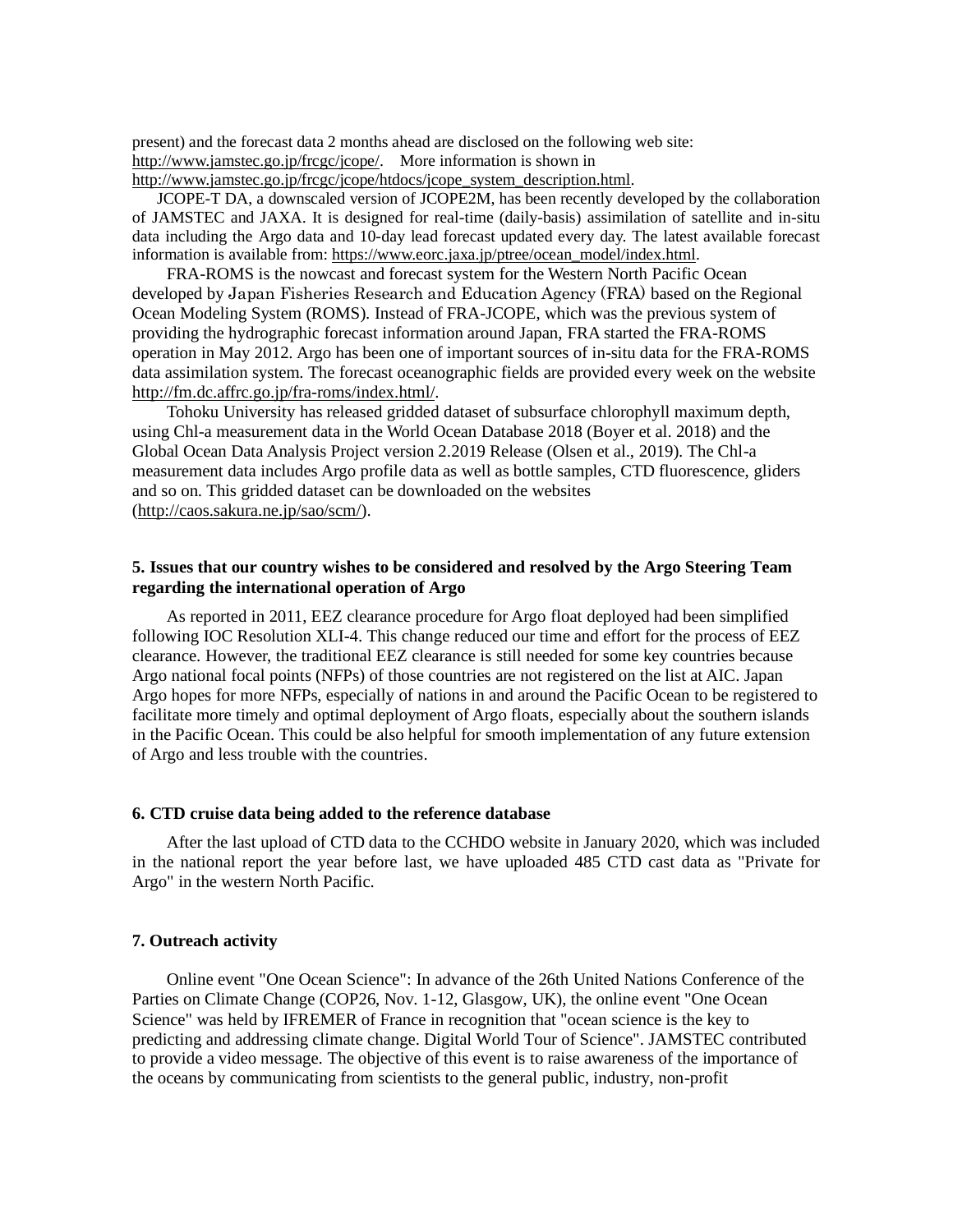present) and the forecast data 2 months ahead are disclosed on the following web site: http://www.jamstec.go.jp/frcgc/jcope/. More information is shown in http://www.jamstec.go.jp/frcgc/jcope/htdocs/jcope_system_description.html.

JCOPE-T DA, a downscaled version of JCOPE2M, has been recently developed by the collaboration of JAMSTEC and JAXA. It is designed for real-time (daily-basis) assimilation of satellite and in-situ data including the Argo data and 10-day lead forecast updated every day. The latest available forecast information is available from: https://www.eorc.jaxa.jp/ptree/ocean_model/index.html.

FRA-ROMS is the nowcast and forecast system for the Western North Pacific Ocean developed by Japan Fisheries Research and Education Agency (FRA) based on the Regional Ocean Modeling System (ROMS). Instead of FRA-JCOPE, which was the previous system of providing the hydrographic forecast information around Japan, FRA started the FRA-ROMS operation in May 2012. Argo has been one of important sources of in-situ data for the FRA-ROMS data assimilation system. The forecast oceanographic fields are provided every week on the website http://fm.dc.affrc.go.jp/fra-roms/index.html/.

Tohoku University has released gridded dataset of subsurface chlorophyll maximum depth, using Chl-a measurement data in the World Ocean Database 2018 (Boyer et al. 2018) and the Global Ocean Data Analysis Project version 2.2019 Release (Olsen et al., 2019). The Chl-a measurement data includes Argo profile data as well as bottle samples, CTD fluorescence, gliders and so on. This gridded dataset can be downloaded on the websites (http://caos.sakura.ne.jp/sao/scm/).

## 5. Issues that our country wishes to be considered and resolved by the Argo Steering Team regarding the international operation of Argo

As reported in 2011, EEZ clearance procedure for Argo float deployed had been simplified following IOC Resolution XLI-4. This change reduced our time and effort for the process of EEZ clearance. However, the traditional EEZ clearance is still needed for some key countries because Argo national focal points (NFPs) of those countries are not registered on the list at AIC. Japan Argo hopes for more NFPs, especially of nations in and around the Pacific Ocean to be registered to facilitate more timely and optimal deployment of Argo floats, especially about the southern islands in the Pacific Ocean. This could be also helpful for smooth implementation of any future extension of Argo and less trouble with the countries.

## 6. CTD cruise data being added to the reference database

After the last upload of CTD data to the CCHDO website in January 2020, which was included in the national report the year before last, we have uploaded 485 CTD cast data as "Private for Argo" in the western North Pacific.

## 7. Outreach activity

Online event "One Ocean Science": In advance of the 26th United Nations Conference of the Parties on Climate Change (COP26, Nov. 1-12, Glasgow, UK), the online event "One Ocean Science" was held by IFREMER of France in recognition that "ocean science is the key to predicting and addressing climate change. Digital World Tour of Science". JAMSTEC contributed to provide a video message. The objective of this event is to raise awareness of the importance of the oceans by communicating from scientists to the general public, industry, non-profit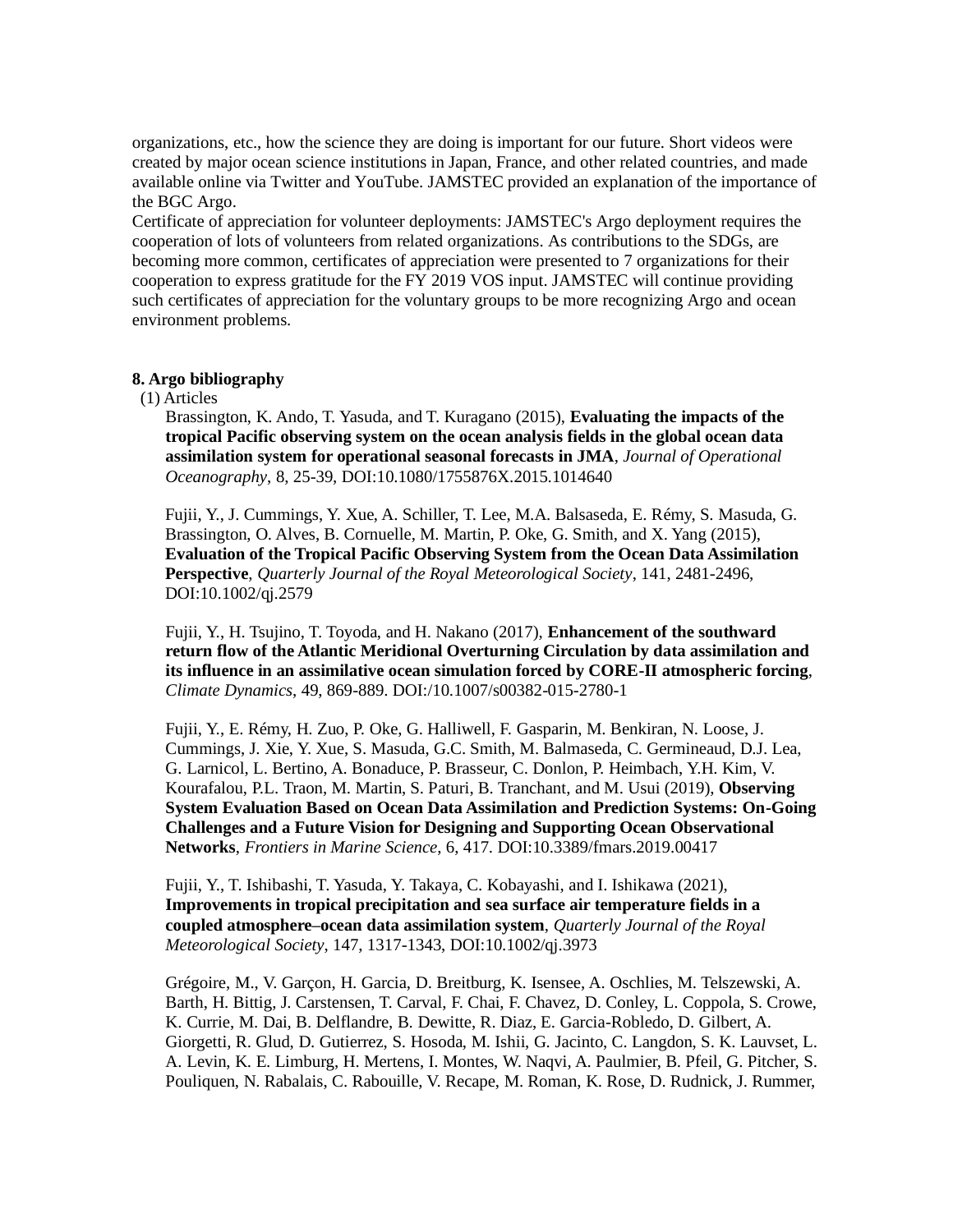organizations, etc., how the science they are doing is important for our future. Short videos were created by major ocean science institutions in Japan, France, and other related countries, and made available online via Twitter and YouTube. JAMSTEC provided an explanation of the importance of the BGC Argo.
Certificate of appreciation for volunteer deployments: JAMSTEC's Argo deployment requires the cooperation of lots of volunteers from related organizations. As contributions to the SDGs, are becoming more common, certificates of appreciation were presented to 7 organizations for their cooperation to express gratitude for the FY 2019 VOS input. JAMSTEC will continue providing such certificates of appreciation for the voluntary groups to be more recognizing Argo and ocean environment problems.

**8. Argo bibliography**

(1) Articles

Brassington, K. Ando, T. Yasuda, and T. Kuragano (2015), **Evaluating the impacts of the tropical Pacific observing system on the ocean analysis fields in the global ocean data assimilation system for operational seasonal forecasts in JMA**, *Journal of Operational Oceanography*, 8, 25-39, DOI:10.1080/1755876X.2015.1014640

Fujii, Y., J. Cummings, Y. Xue, A. Schiller, T. Lee, M.A. Balsaseda, E. Rémy, S. Masuda, G. Brassington, O. Alves, B. Cornuelle, M. Martin, P. Oke, G. Smith, and X. Yang (2015), **Evaluation of the Tropical Pacific Observing System from the Ocean Data Assimilation Perspective**, *Quarterly Journal of the Royal Meteorological Society*, 141, 2481-2496, DOI:10.1002/qj.2579

Fujii, Y., H. Tsujino, T. Toyoda, and H. Nakano (2017), **Enhancement of the southward return flow of the Atlantic Meridional Overturning Circulation by data assimilation and its influence in an assimilative ocean simulation forced by CORE-II atmospheric forcing**, *Climate Dynamics*, 49, 869-889. DOI:/10.1007/s00382-015-2780-1

Fujii, Y., E. Rémy, H. Zuo, P. Oke, G. Halliwell, F. Gasparin, M. Benkiran, N. Loose, J. Cummings, J. Xie, Y. Xue, S. Masuda, G.C. Smith, M. Balmaseda, C. Germineaud, D.J. Lea, G. Larnicol, L. Bertino, A. Bonaduce, P. Brasseur, C. Donlon, P. Heimbach, Y.H. Kim, V. Kourafalou, P.L. Traon, M. Martin, S. Paturi, B. Tranchant, and M. Usui (2019), **Observing System Evaluation Based on Ocean Data Assimilation and Prediction Systems: On-Going Challenges and a Future Vision for Designing and Supporting Ocean Observational Networks**, *Frontiers in Marine Science*, 6, 417. DOI:10.3389/fmars.2019.00417

Fujii, Y., T. Ishibashi, T. Yasuda, Y. Takaya, C. Kobayashi, and I. Ishikawa (2021), **Improvements in tropical precipitation and sea surface air temperature fields in a coupled atmosphere–ocean data assimilation system**, *Quarterly Journal of the Royal Meteorological Society*, 147, 1317-1343, DOI:10.1002/qj.3973

Grégoire, M., V. Garçon, H. Garcia, D. Breitburg, K. Isensee, A. Oschlies, M. Telszewski, A. Barth, H. Bittig, J. Carstensen, T. Carval, F. Chai, F. Chavez, D. Conley, L. Coppola, S. Crowe, K. Currie, M. Dai, B. Delflandre, B. Dewitte, R. Diaz, E. Garcia-Robledo, D. Gilbert, A. Giorgetti, R. Glud, D. Gutierrez, S. Hosoda, M. Ishii, G. Jacinto, C. Langdon, S. K. Lauvset, L. A. Levin, K. E. Limburg, H. Mertens, I. Montes, W. Naqvi, A. Paulmier, B. Pfeil, G. Pitcher, S. Pouliquen, N. Rabalais, C. Rabouille, V. Recape, M. Roman, K. Rose, D. Rudnick, J. Rummer,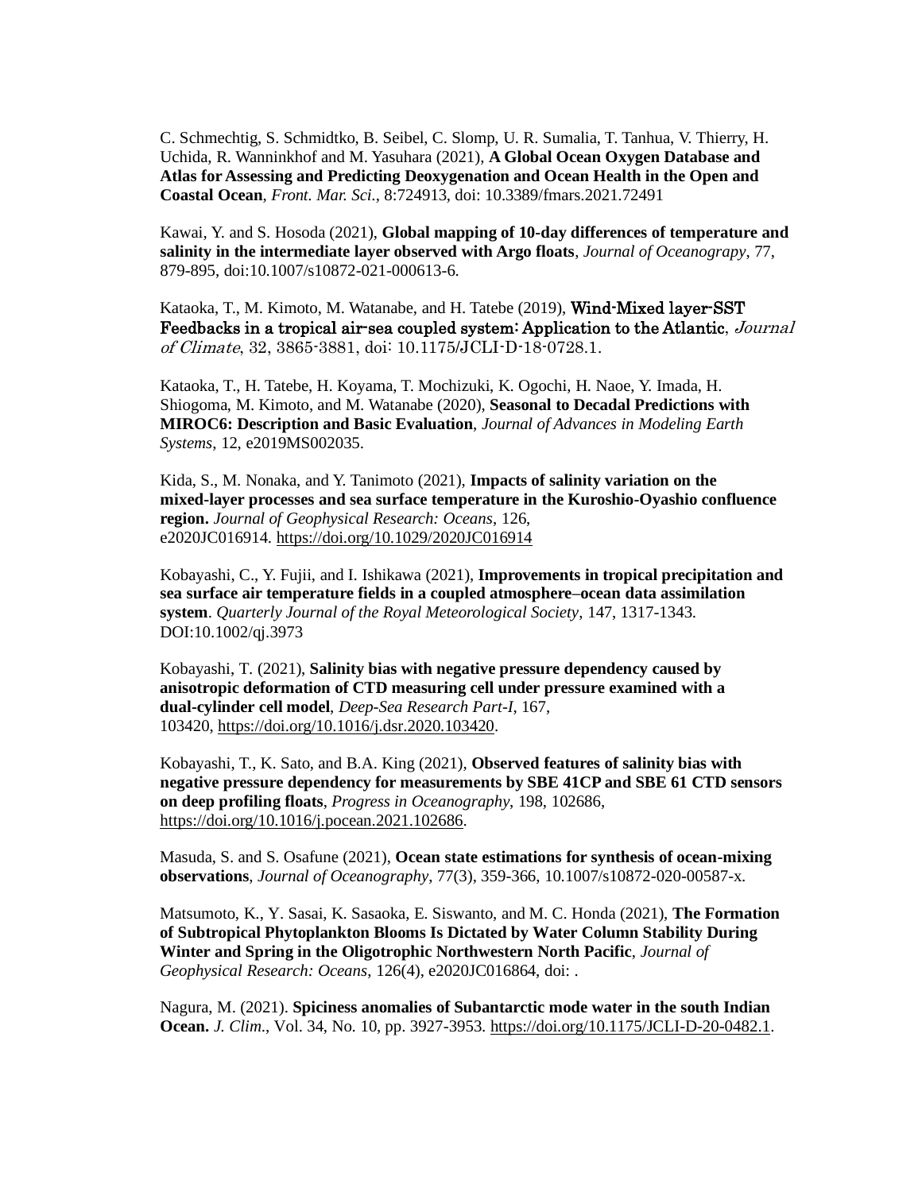C. Schmechtig, S. Schmidtko, B. Seibel, C. Slomp, U. R. Sumalia, T. Tanhua, V. Thierry, H. Uchida, R. Wanninkhof and M. Yasuhara (2021), **A Global Ocean Oxygen Database and Atlas for Assessing and Predicting Deoxygenation and Ocean Health in the Open and Coastal Ocean**, *Front. Mar. Sci.*, 8:724913, doi: 10.3389/fmars.2021.72491

Kawai, Y. and S. Hosoda (2021), **Global mapping of 10-day differences of temperature and salinity in the intermediate layer observed with Argo floats**, *Journal of Oceanograpy*, 77, 879-895, doi:10.1007/s10872-021-000613-6.

Kataoka, T., M. Kimoto, M. Watanabe, and H. Tatebe (2019), **Wind-Mixed layer-SST Feedbacks in a tropical air-sea coupled system: Application to the Atlantic**, *Journal of Climate*, 32, 3865-3881, doi: 10.1175/JCLI-D-18-0728.1.

Kataoka, T., H. Tatebe, H. Koyama, T. Mochizuki, K. Ogochi, H. Naoe, Y. Imada, H. Shiogoma, M. Kimoto, and M. Watanabe (2020), **Seasonal to Decadal Predictions with MIROC6: Description and Basic Evaluation**, *Journal of Advances in Modeling Earth Systems*, 12, e2019MS002035.

Kida, S., M. Nonaka, and Y. Tanimoto (2021), **Impacts of salinity variation on the mixed-layer processes and sea surface temperature in the Kuroshio-Oyashio confluence region.** *Journal of Geophysical Research: Oceans*, 126, e2020JC016914. https://doi.org/10.1029/2020JC016914

Kobayashi, C., Y. Fujii, and I. Ishikawa (2021), **Improvements in tropical precipitation and sea surface air temperature fields in a coupled atmosphere–ocean data assimilation system**. *Quarterly Journal of the Royal Meteorological Society*, 147, 1317-1343. DOI:10.1002/qj.3973

Kobayashi, T. (2021), **Salinity bias with negative pressure dependency caused by anisotropic deformation of CTD measuring cell under pressure examined with a dual-cylinder cell model**, *Deep-Sea Research Part-I*, 167, 103420, https://doi.org/10.1016/j.dsr.2020.103420.

Kobayashi, T., K. Sato, and B.A. King (2021), **Observed features of salinity bias with negative pressure dependency for measurements by SBE 41CP and SBE 61 CTD sensors on deep profiling floats**, *Progress in Oceanography*, 198, 102686, https://doi.org/10.1016/j.pocean.2021.102686.

Masuda, S. and S. Osafune (2021), **Ocean state estimations for synthesis of ocean-mixing observations**, *Journal of Oceanography*, 77(3), 359-366, 10.1007/s10872-020-00587-x.

Matsumoto, K., Y. Sasai, K. Sasaoka, E. Siswanto, and M. C. Honda (2021), **The Formation of Subtropical Phytoplankton Blooms Is Dictated by Water Column Stability During Winter and Spring in the Oligotrophic Northwestern North Pacific**, *Journal of Geophysical Research: Oceans*, 126(4), e2020JC016864, doi: .

Nagura, M. (2021). **Spiciness anomalies of Subantarctic mode water in the south Indian Ocean.** *J. Clim*., Vol. 34, No. 10, pp. 3927-3953. https://doi.org/10.1175/JCLI-D-20-0482.1.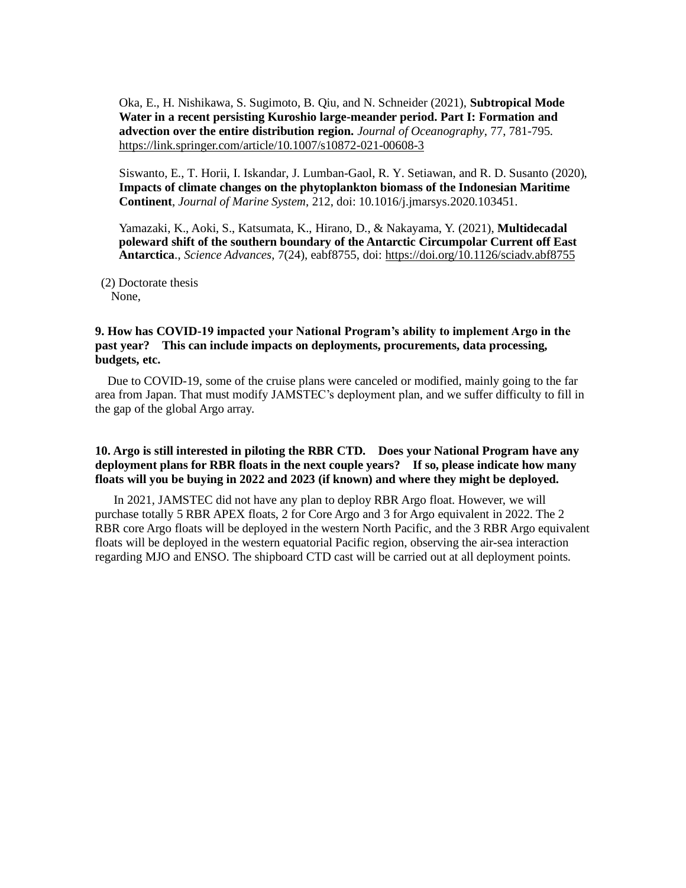Oka, E., H. Nishikawa, S. Sugimoto, B. Qiu, and N. Schneider (2021), **Subtropical Mode Water in a recent persisting Kuroshio large-meander period. Part I: Formation and advection over the entire distribution region.** *Journal of Oceanography*, 77, 781-795. https://link.springer.com/article/10.1007/s10872-021-00608-3

Siswanto, E., T. Horii, I. Iskandar, J. Lumban-Gaol, R. Y. Setiawan, and R. D. Susanto (2020), **Impacts of climate changes on the phytoplankton biomass of the Indonesian Maritime Continent**, *Journal of Marine System*, 212, doi: 10.1016/j.jmarsys.2020.103451.

Yamazaki, K., Aoki, S., Katsumata, K., Hirano, D., & Nakayama, Y. (2021), **Multidecadal poleward shift of the southern boundary of the Antarctic Circumpolar Current off East Antarctica**., *Science Advances*, 7(24), eabf8755, doi: https://doi.org/10.1126/sciadv.abf8755

(2) Doctorate thesis
None,

**9. How has COVID-19 impacted your National Program's ability to implement Argo in the past year? This can include impacts on deployments, procurements, data processing, budgets, etc.**

Due to COVID-19, some of the cruise plans were canceled or modified, mainly going to the far area from Japan. That must modify JAMSTEC's deployment plan, and we suffer difficulty to fill in the gap of the global Argo array.

**10. Argo is still interested in piloting the RBR CTD. Does your National Program have any deployment plans for RBR floats in the next couple years? If so, please indicate how many floats will you be buying in 2022 and 2023 (if known) and where they might be deployed.**

In 2021, JAMSTEC did not have any plan to deploy RBR Argo float. However, we will purchase totally 5 RBR APEX floats, 2 for Core Argo and 3 for Argo equivalent in 2022. The 2 RBR core Argo floats will be deployed in the western North Pacific, and the 3 RBR Argo equivalent floats will be deployed in the western equatorial Pacific region, observing the air-sea interaction regarding MJO and ENSO. The shipboard CTD cast will be carried out at all deployment points.